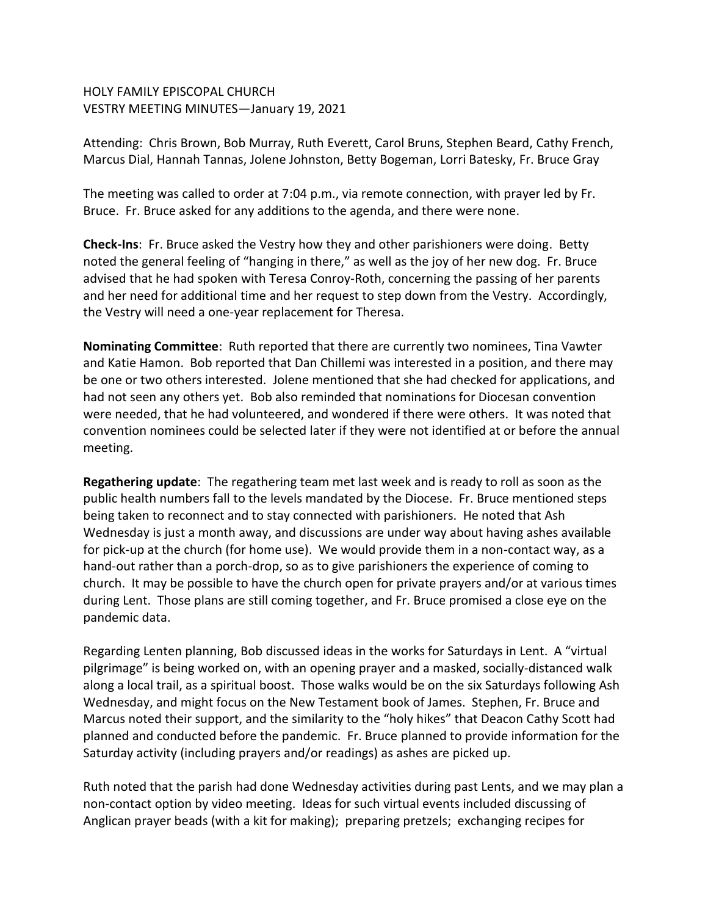HOLY FAMILY EPISCOPAL CHURCH
VESTRY MEETING MINUTES—January 19, 2021

Attending: Chris Brown, Bob Murray, Ruth Everett, Carol Bruns, Stephen Beard, Cathy French, Marcus Dial, Hannah Tannas, Jolene Johnston, Betty Bogeman, Lorri Batesky, Fr. Bruce Gray

The meeting was called to order at 7:04 p.m., via remote connection, with prayer led by Fr. Bruce. Fr. Bruce asked for any additions to the agenda, and there were none.

**Check-Ins**: Fr. Bruce asked the Vestry how they and other parishioners were doing. Betty noted the general feeling of "hanging in there," as well as the joy of her new dog. Fr. Bruce advised that he had spoken with Teresa Conroy-Roth, concerning the passing of her parents and her need for additional time and her request to step down from the Vestry. Accordingly, the Vestry will need a one-year replacement for Theresa.

**Nominating Committee**: Ruth reported that there are currently two nominees, Tina Vawter and Katie Hamon. Bob reported that Dan Chillemi was interested in a position, and there may be one or two others interested. Jolene mentioned that she had checked for applications, and had not seen any others yet. Bob also reminded that nominations for Diocesan convention were needed, that he had volunteered, and wondered if there were others. It was noted that convention nominees could be selected later if they were not identified at or before the annual meeting.

**Regathering update**: The regathering team met last week and is ready to roll as soon as the public health numbers fall to the levels mandated by the Diocese. Fr. Bruce mentioned steps being taken to reconnect and to stay connected with parishioners. He noted that Ash Wednesday is just a month away, and discussions are under way about having ashes available for pick-up at the church (for home use). We would provide them in a non-contact way, as a hand-out rather than a porch-drop, so as to give parishioners the experience of coming to church. It may be possible to have the church open for private prayers and/or at various times during Lent. Those plans are still coming together, and Fr. Bruce promised a close eye on the pandemic data.

Regarding Lenten planning, Bob discussed ideas in the works for Saturdays in Lent. A "virtual pilgrimage" is being worked on, with an opening prayer and a masked, socially-distanced walk along a local trail, as a spiritual boost. Those walks would be on the six Saturdays following Ash Wednesday, and might focus on the New Testament book of James. Stephen, Fr. Bruce and Marcus noted their support, and the similarity to the "holy hikes" that Deacon Cathy Scott had planned and conducted before the pandemic. Fr. Bruce planned to provide information for the Saturday activity (including prayers and/or readings) as ashes are picked up.

Ruth noted that the parish had done Wednesday activities during past Lents, and we may plan a non-contact option by video meeting. Ideas for such virtual events included discussing of Anglican prayer beads (with a kit for making); preparing pretzels; exchanging recipes for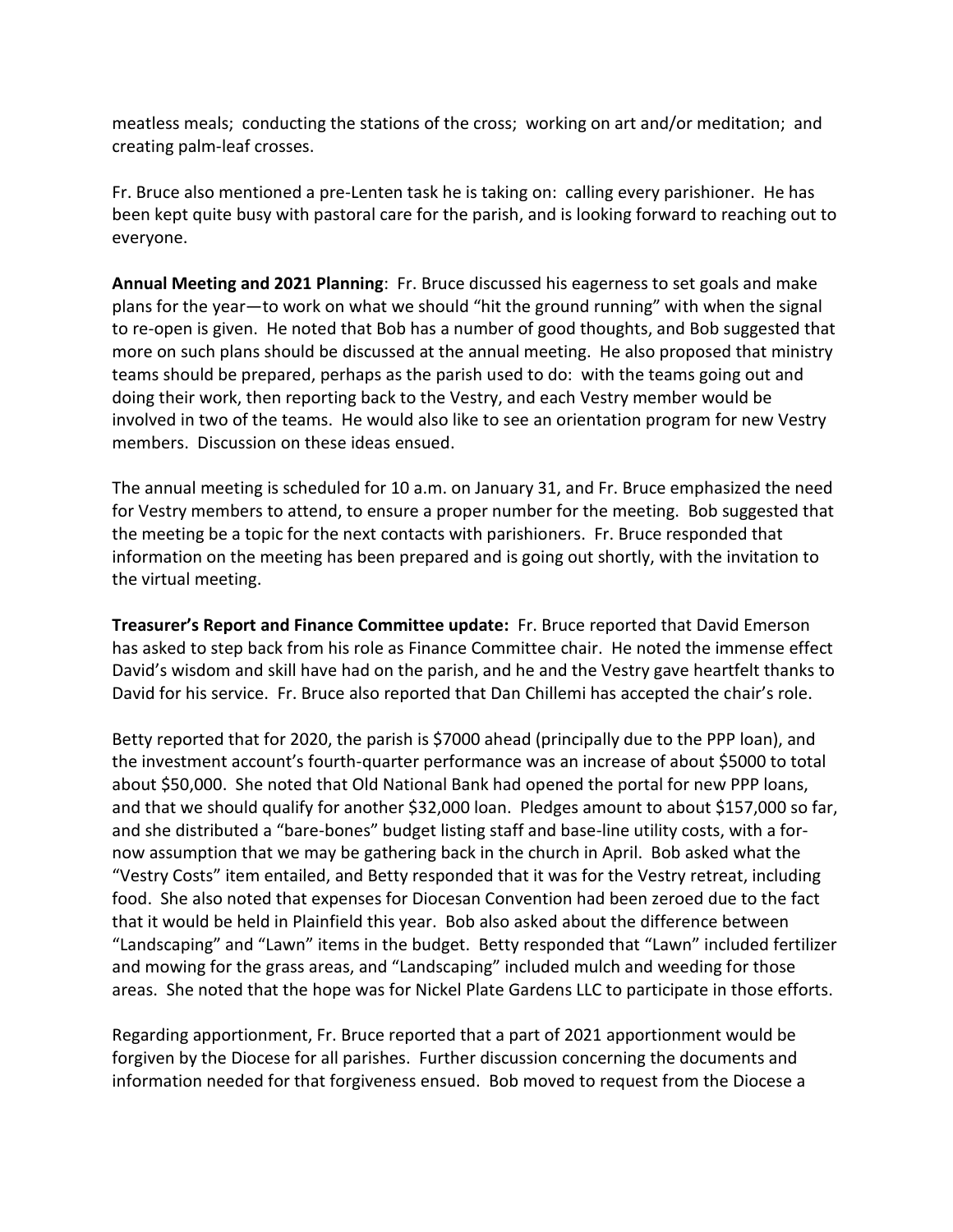meatless meals; conducting the stations of the cross; working on art and/or meditation; and creating palm-leaf crosses.

Fr. Bruce also mentioned a pre-Lenten task he is taking on: calling every parishioner. He has been kept quite busy with pastoral care for the parish, and is looking forward to reaching out to everyone.

**Annual Meeting and 2021 Planning**: Fr. Bruce discussed his eagerness to set goals and make plans for the year—to work on what we should "hit the ground running" with when the signal to re-open is given. He noted that Bob has a number of good thoughts, and Bob suggested that more on such plans should be discussed at the annual meeting. He also proposed that ministry teams should be prepared, perhaps as the parish used to do: with the teams going out and doing their work, then reporting back to the Vestry, and each Vestry member would be involved in two of the teams. He would also like to see an orientation program for new Vestry members. Discussion on these ideas ensued.

The annual meeting is scheduled for 10 a.m. on January 31, and Fr. Bruce emphasized the need for Vestry members to attend, to ensure a proper number for the meeting. Bob suggested that the meeting be a topic for the next contacts with parishioners. Fr. Bruce responded that information on the meeting has been prepared and is going out shortly, with the invitation to the virtual meeting.

**Treasurer's Report and Finance Committee update:** Fr. Bruce reported that David Emerson has asked to step back from his role as Finance Committee chair. He noted the immense effect David's wisdom and skill have had on the parish, and he and the Vestry gave heartfelt thanks to David for his service. Fr. Bruce also reported that Dan Chillemi has accepted the chair's role.

Betty reported that for 2020, the parish is $7000 ahead (principally due to the PPP loan), and the investment account's fourth-quarter performance was an increase of about $5000 to total about $50,000. She noted that Old National Bank had opened the portal for new PPP loans, and that we should qualify for another $32,000 loan. Pledges amount to about $157,000 so far, and she distributed a "bare-bones" budget listing staff and base-line utility costs, with a for-now assumption that we may be gathering back in the church in April. Bob asked what the "Vestry Costs" item entailed, and Betty responded that it was for the Vestry retreat, including food. She also noted that expenses for Diocesan Convention had been zeroed due to the fact that it would be held in Plainfield this year. Bob also asked about the difference between "Landscaping" and "Lawn" items in the budget. Betty responded that "Lawn" included fertilizer and mowing for the grass areas, and "Landscaping" included mulch and weeding for those areas. She noted that the hope was for Nickel Plate Gardens LLC to participate in those efforts.

Regarding apportionment, Fr. Bruce reported that a part of 2021 apportionment would be forgiven by the Diocese for all parishes. Further discussion concerning the documents and information needed for that forgiveness ensued. Bob moved to request from the Diocese a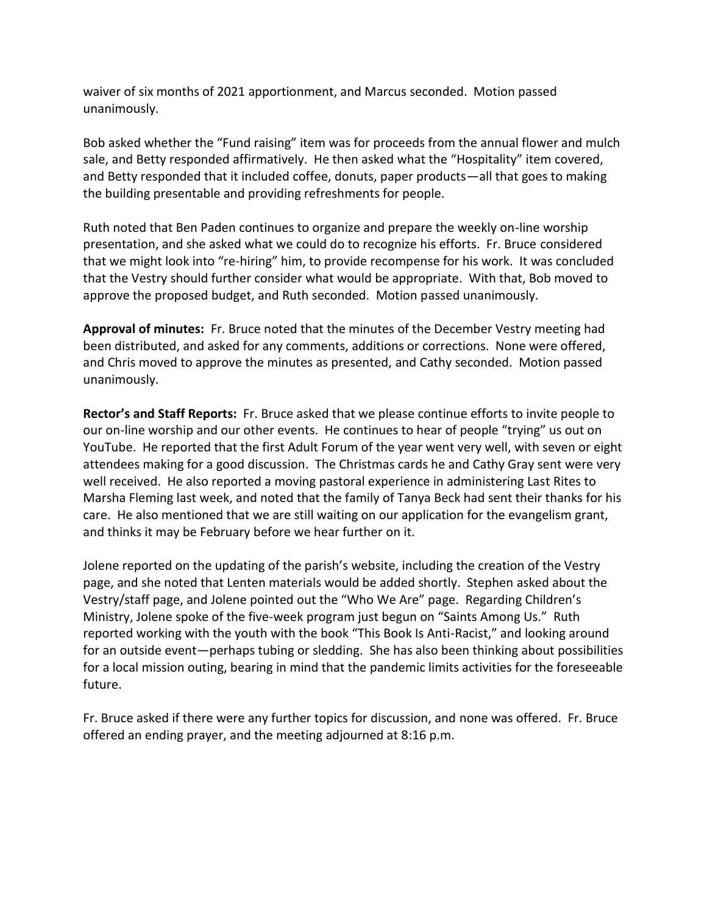waiver of six months of 2021 apportionment, and Marcus seconded. Motion passed unanimously.

Bob asked whether the "Fund raising" item was for proceeds from the annual flower and mulch sale, and Betty responded affirmatively. He then asked what the "Hospitality" item covered, and Betty responded that it included coffee, donuts, paper products—all that goes to making the building presentable and providing refreshments for people.

Ruth noted that Ben Paden continues to organize and prepare the weekly on-line worship presentation, and she asked what we could do to recognize his efforts. Fr. Bruce considered that we might look into "re-hiring" him, to provide recompense for his work. It was concluded that the Vestry should further consider what would be appropriate. With that, Bob moved to approve the proposed budget, and Ruth seconded. Motion passed unanimously.

**Approval of minutes:** Fr. Bruce noted that the minutes of the December Vestry meeting had been distributed, and asked for any comments, additions or corrections. None were offered, and Chris moved to approve the minutes as presented, and Cathy seconded. Motion passed unanimously.

**Rector's and Staff Reports:** Fr. Bruce asked that we please continue efforts to invite people to our on-line worship and our other events. He continues to hear of people "trying" us out on YouTube. He reported that the first Adult Forum of the year went very well, with seven or eight attendees making for a good discussion. The Christmas cards he and Cathy Gray sent were very well received. He also reported a moving pastoral experience in administering Last Rites to Marsha Fleming last week, and noted that the family of Tanya Beck had sent their thanks for his care. He also mentioned that we are still waiting on our application for the evangelism grant, and thinks it may be February before we hear further on it.

Jolene reported on the updating of the parish's website, including the creation of the Vestry page, and she noted that Lenten materials would be added shortly. Stephen asked about the Vestry/staff page, and Jolene pointed out the "Who We Are" page. Regarding Children's Ministry, Jolene spoke of the five-week program just begun on "Saints Among Us." Ruth reported working with the youth with the book "This Book Is Anti-Racist," and looking around for an outside event—perhaps tubing or sledding. She has also been thinking about possibilities for a local mission outing, bearing in mind that the pandemic limits activities for the foreseeable future.

Fr. Bruce asked if there were any further topics for discussion, and none was offered. Fr. Bruce offered an ending prayer, and the meeting adjourned at 8:16 p.m.